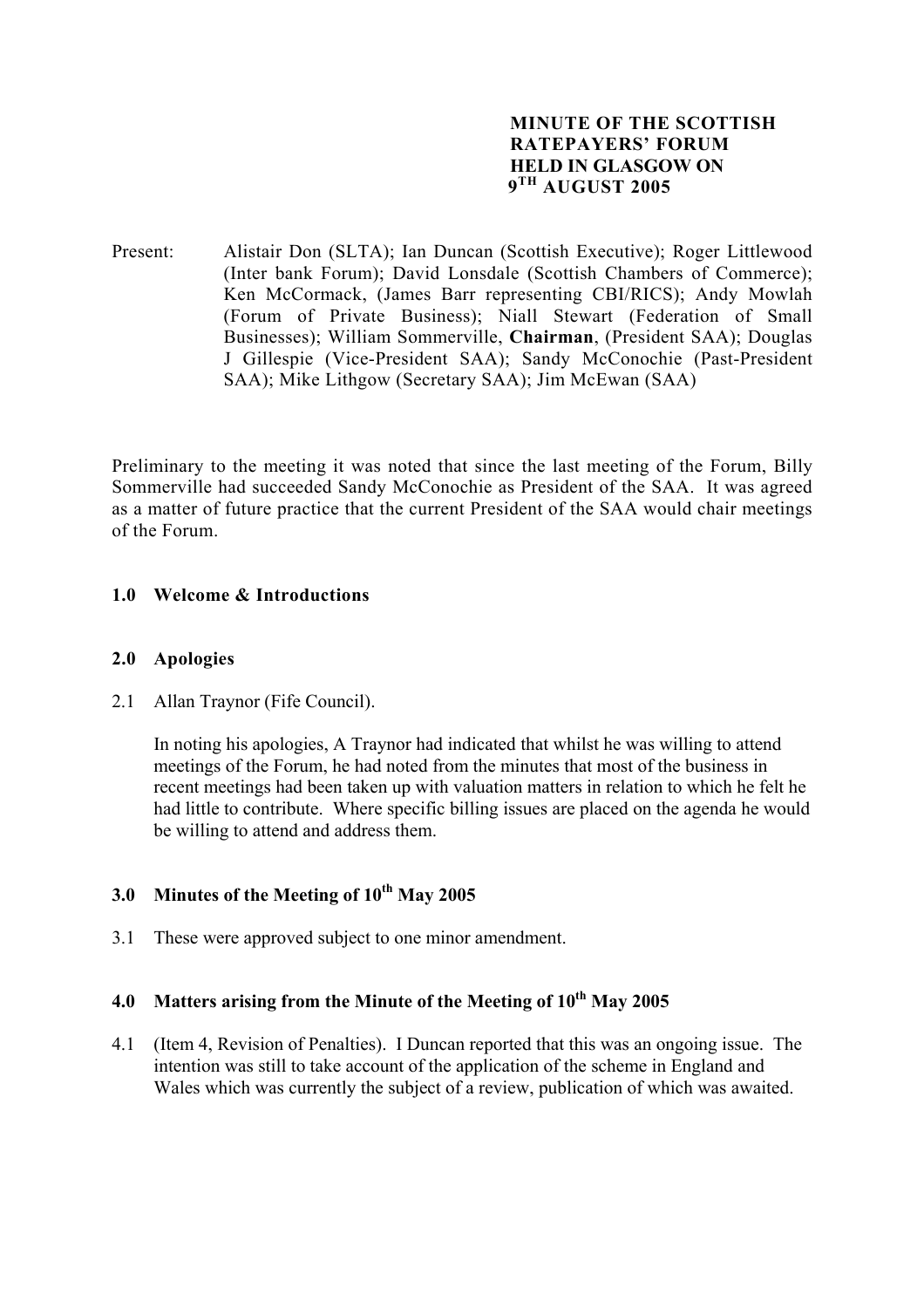**MINUTE OF THE SCOTTISH RATEPAYERS' FORUM HELD IN GLASGOW ON 9TH AUGUST 2005**

Present: Alistair Don (SLTA); Ian Duncan (Scottish Executive); Roger Littlewood (Inter bank Forum); David Lonsdale (Scottish Chambers of Commerce); Ken McCormack, (James Barr representing CBI/RICS); Andy Mowlah (Forum of Private Business); Niall Stewart (Federation of Small Businesses); William Sommerville, **Chairman**, (President SAA); Douglas J Gillespie (Vice-President SAA); Sandy McConochie (Past-President SAA); Mike Lithgow (Secretary SAA); Jim McEwan (SAA)

Preliminary to the meeting it was noted that since the last meeting of the Forum, Billy Sommerville had succeeded Sandy McConochie as President of the SAA. It was agreed as a matter of future practice that the current President of the SAA would chair meetings of the Forum.

## 1.0 Welcome & Introductions

## 2.0 Apologies

2.1 Allan Traynor (Fife Council).

In noting his apologies, A Traynor had indicated that whilst he was willing to attend meetings of the Forum, he had noted from the minutes that most of the business in recent meetings had been taken up with valuation matters in relation to which he felt he had little to contribute. Where specific billing issues are placed on the agenda he would be willing to attend and address them.

## 3.0 Minutes of the Meeting of 10th May 2005

3.1 These were approved subject to one minor amendment.

## 4.0 Matters arising from the Minute of the Meeting of 10th May 2005

4.1 (Item 4, Revision of Penalties). I Duncan reported that this was an ongoing issue. The intention was still to take account of the application of the scheme in England and Wales which was currently the subject of a review, publication of which was awaited.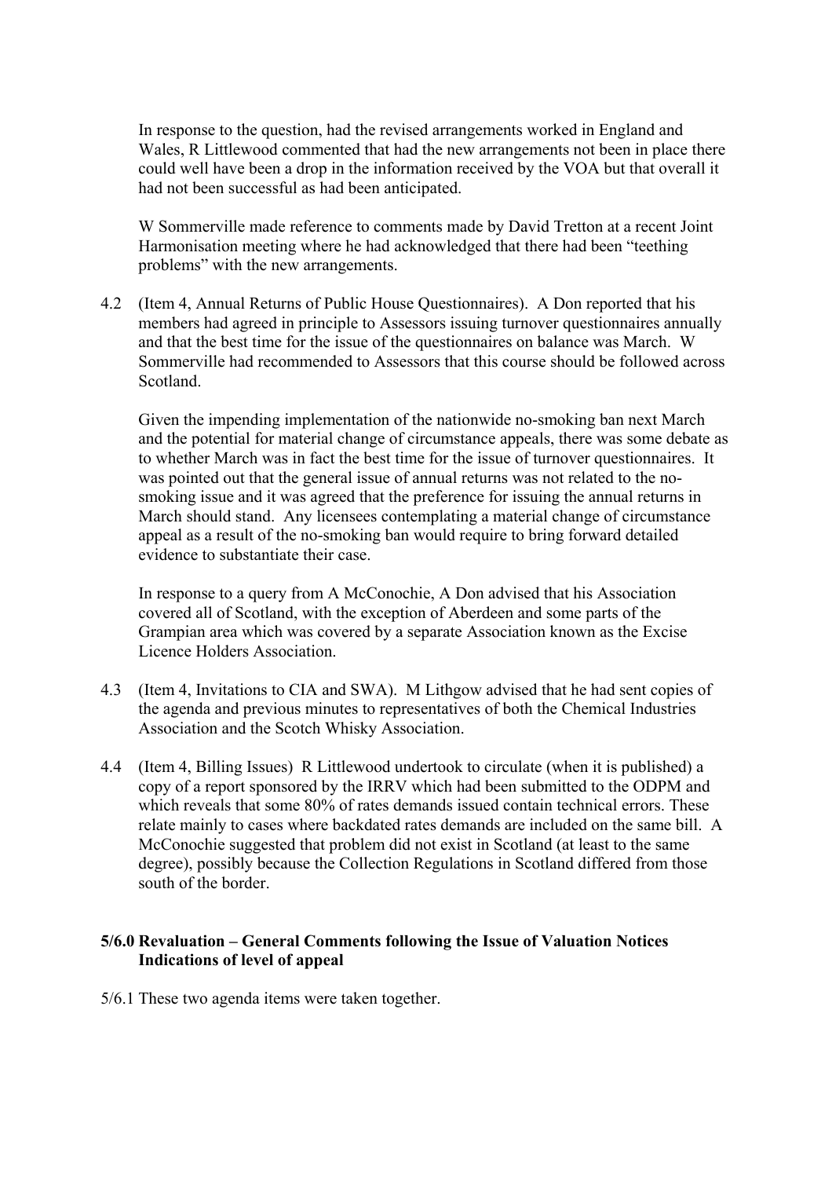In response to the question, had the revised arrangements worked in England and Wales, R Littlewood commented that had the new arrangements not been in place there could well have been a drop in the information received by the VOA but that overall it had not been successful as had been anticipated.

W Sommerville made reference to comments made by David Tretton at a recent Joint Harmonisation meeting where he had acknowledged that there had been "teething problems" with the new arrangements.

4.2 (Item 4, Annual Returns of Public House Questionnaires). A Don reported that his members had agreed in principle to Assessors issuing turnover questionnaires annually and that the best time for the issue of the questionnaires on balance was March. W Sommerville had recommended to Assessors that this course should be followed across Scotland.

Given the impending implementation of the nationwide no-smoking ban next March and the potential for material change of circumstance appeals, there was some debate as to whether March was in fact the best time for the issue of turnover questionnaires. It was pointed out that the general issue of annual returns was not related to the no-smoking issue and it was agreed that the preference for issuing the annual returns in March should stand. Any licensees contemplating a material change of circumstance appeal as a result of the no-smoking ban would require to bring forward detailed evidence to substantiate their case.

In response to a query from A McConochie, A Don advised that his Association covered all of Scotland, with the exception of Aberdeen and some parts of the Grampian area which was covered by a separate Association known as the Excise Licence Holders Association.

4.3 (Item 4, Invitations to CIA and SWA). M Lithgow advised that he had sent copies of the agenda and previous minutes to representatives of both the Chemical Industries Association and the Scotch Whisky Association.

4.4 (Item 4, Billing Issues) R Littlewood undertook to circulate (when it is published) a copy of a report sponsored by the IRRV which had been submitted to the ODPM and which reveals that some 80% of rates demands issued contain technical errors. These relate mainly to cases where backdated rates demands are included on the same bill. A McConochie suggested that problem did not exist in Scotland (at least to the same degree), possibly because the Collection Regulations in Scotland differed from those south of the border.

**5/6.0 Revaluation – General Comments following the Issue of Valuation Notices Indications of level of appeal**

5/6.1 These two agenda items were taken together.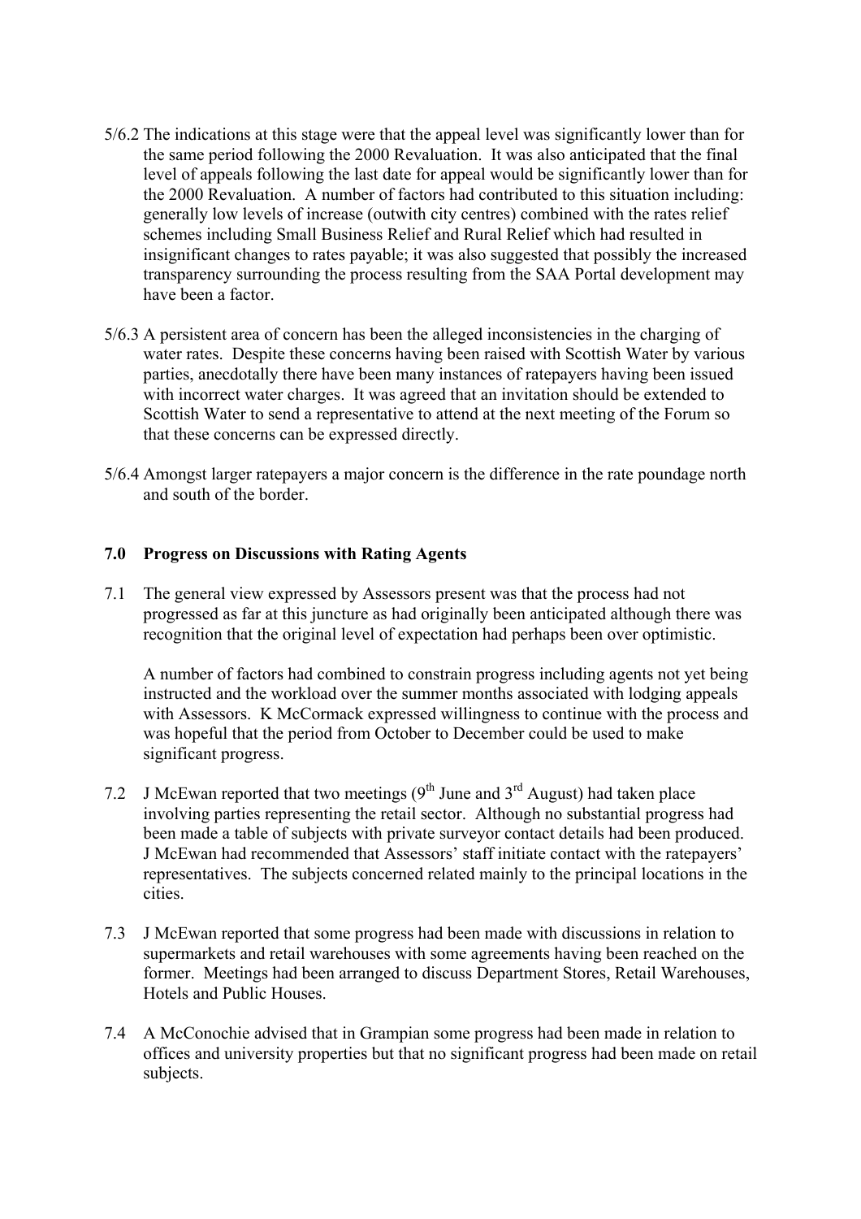5/6.2 The indications at this stage were that the appeal level was significantly lower than for the same period following the 2000 Revaluation. It was also anticipated that the final level of appeals following the last date for appeal would be significantly lower than for the 2000 Revaluation. A number of factors had contributed to this situation including: generally low levels of increase (outwith city centres) combined with the rates relief schemes including Small Business Relief and Rural Relief which had resulted in insignificant changes to rates payable; it was also suggested that possibly the increased transparency surrounding the process resulting from the SAA Portal development may have been a factor.

5/6.3 A persistent area of concern has been the alleged inconsistencies in the charging of water rates. Despite these concerns having been raised with Scottish Water by various parties, anecdotally there have been many instances of ratepayers having been issued with incorrect water charges. It was agreed that an invitation should be extended to Scottish Water to send a representative to attend at the next meeting of the Forum so that these concerns can be expressed directly.

5/6.4 Amongst larger ratepayers a major concern is the difference in the rate poundage north and south of the border.

## 7.0 Progress on Discussions with Rating Agents

7.1 The general view expressed by Assessors present was that the process had not progressed as far at this juncture as had originally been anticipated although there was recognition that the original level of expectation had perhaps been over optimistic.

A number of factors had combined to constrain progress including agents not yet being instructed and the workload over the summer months associated with lodging appeals with Assessors. K McCormack expressed willingness to continue with the process and was hopeful that the period from October to December could be used to make significant progress.

7.2 J McEwan reported that two meetings (9th June and 3rd August) had taken place involving parties representing the retail sector. Although no substantial progress had been made a table of subjects with private surveyor contact details had been produced. J McEwan had recommended that Assessors' staff initiate contact with the ratepayers' representatives. The subjects concerned related mainly to the principal locations in the cities.

7.3 J McEwan reported that some progress had been made with discussions in relation to supermarkets and retail warehouses with some agreements having been reached on the former. Meetings had been arranged to discuss Department Stores, Retail Warehouses, Hotels and Public Houses.

7.4 A McConochie advised that in Grampian some progress had been made in relation to offices and university properties but that no significant progress had been made on retail subjects.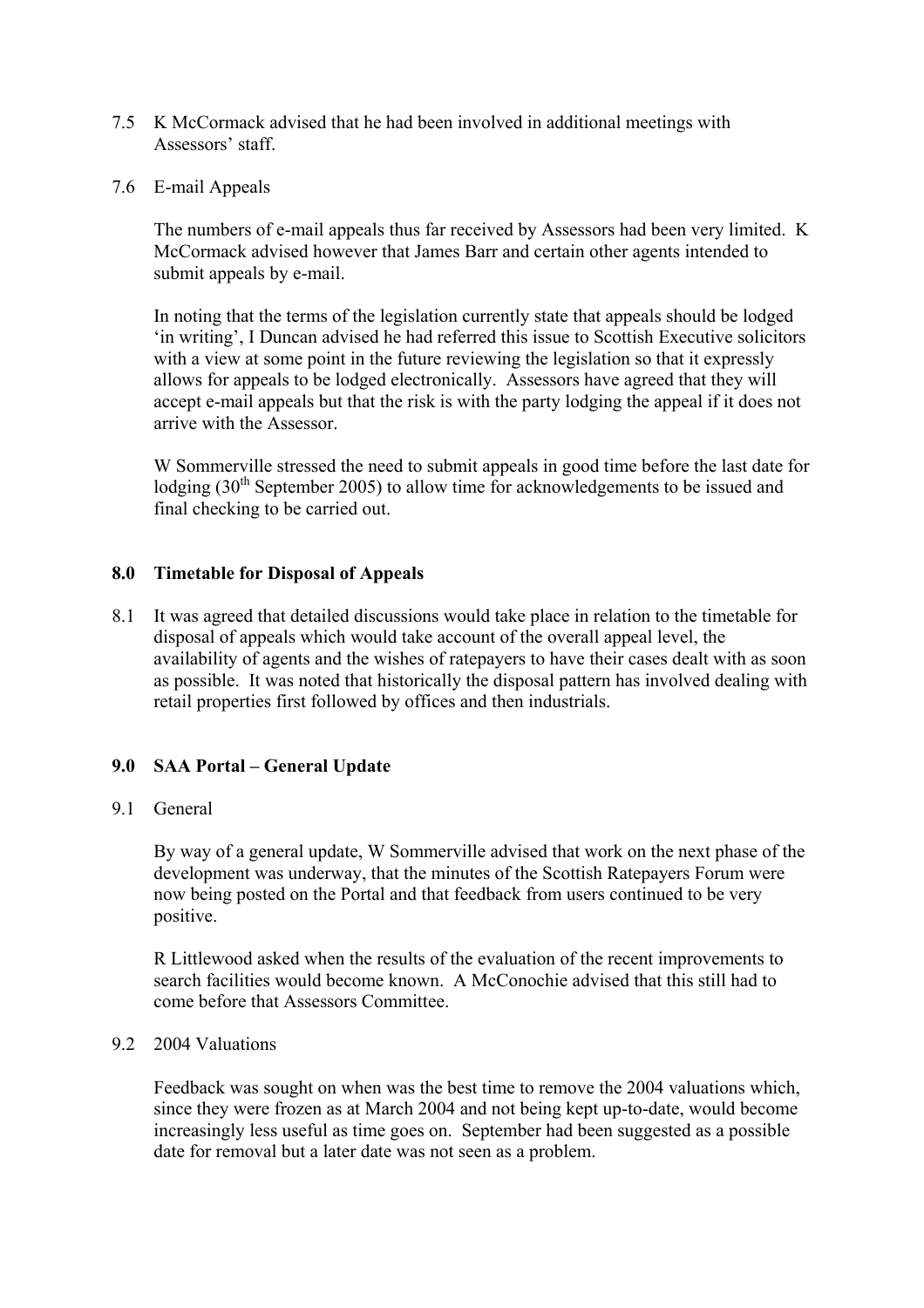7.5 K McCormack advised that he had been involved in additional meetings with Assessors' staff.

7.6 E-mail Appeals

The numbers of e-mail appeals thus far received by Assessors had been very limited. K McCormack advised however that James Barr and certain other agents intended to submit appeals by e-mail.

In noting that the terms of the legislation currently state that appeals should be lodged 'in writing', I Duncan advised he had referred this issue to Scottish Executive solicitors with a view at some point in the future reviewing the legislation so that it expressly allows for appeals to be lodged electronically. Assessors have agreed that they will accept e-mail appeals but that the risk is with the party lodging the appeal if it does not arrive with the Assessor.

W Sommerville stressed the need to submit appeals in good time before the last date for lodging (30th September 2005) to allow time for acknowledgements to be issued and final checking to be carried out.

## 8.0 Timetable for Disposal of Appeals

8.1 It was agreed that detailed discussions would take place in relation to the timetable for disposal of appeals which would take account of the overall appeal level, the availability of agents and the wishes of ratepayers to have their cases dealt with as soon as possible. It was noted that historically the disposal pattern has involved dealing with retail properties first followed by offices and then industrials.

## 9.0 SAA Portal – General Update

9.1 General

By way of a general update, W Sommerville advised that work on the next phase of the development was underway, that the minutes of the Scottish Ratepayers Forum were now being posted on the Portal and that feedback from users continued to be very positive.

R Littlewood asked when the results of the evaluation of the recent improvements to search facilities would become known. A McConochie advised that this still had to come before that Assessors Committee.

9.2 2004 Valuations

Feedback was sought on when was the best time to remove the 2004 valuations which, since they were frozen as at March 2004 and not being kept up-to-date, would become increasingly less useful as time goes on. September had been suggested as a possible date for removal but a later date was not seen as a problem.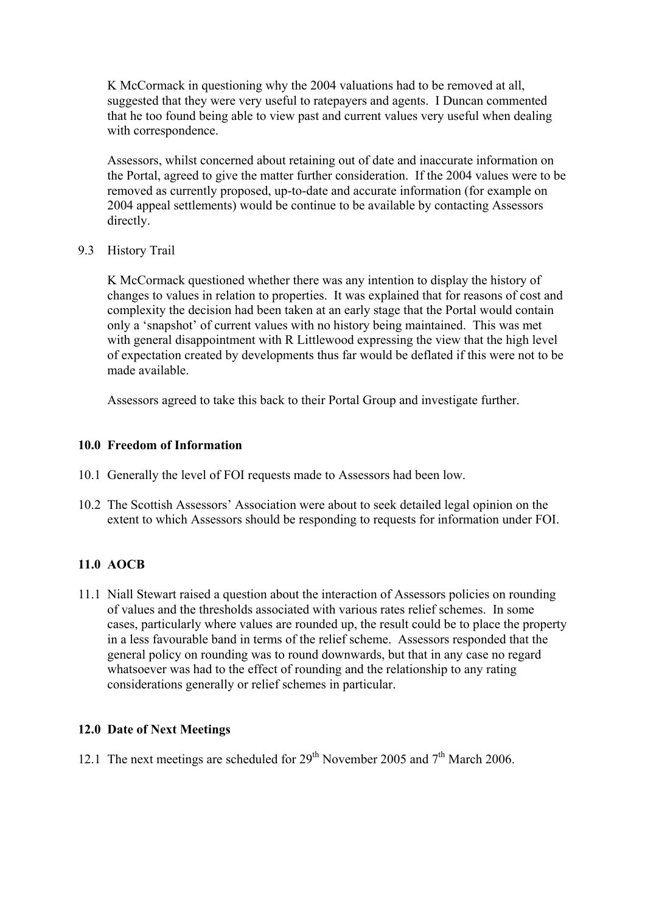K McCormack in questioning why the 2004 valuations had to be removed at all, suggested that they were very useful to ratepayers and agents. I Duncan commented that he too found being able to view past and current values very useful when dealing with correspondence.

Assessors, whilst concerned about retaining out of date and inaccurate information on the Portal, agreed to give the matter further consideration. If the 2004 values were to be removed as currently proposed, up-to-date and accurate information (for example on 2004 appeal settlements) would be continue to be available by contacting Assessors directly.

9.3 History Trail

K McCormack questioned whether there was any intention to display the history of changes to values in relation to properties. It was explained that for reasons of cost and complexity the decision had been taken at an early stage that the Portal would contain only a 'snapshot' of current values with no history being maintained. This was met with general disappointment with R Littlewood expressing the view that the high level of expectation created by developments thus far would be deflated if this were not to be made available.

Assessors agreed to take this back to their Portal Group and investigate further.

## 10.0 Freedom of Information

10.1 Generally the level of FOI requests made to Assessors had been low.

10.2 The Scottish Assessors' Association were about to seek detailed legal opinion on the extent to which Assessors should be responding to requests for information under FOI.

## 11.0 AOCB

11.1 Niall Stewart raised a question about the interaction of Assessors policies on rounding of values and the thresholds associated with various rates relief schemes. In some cases, particularly where values are rounded up, the result could be to place the property in a less favourable band in terms of the relief scheme. Assessors responded that the general policy on rounding was to round downwards, but that in any case no regard whatsoever was had to the effect of rounding and the relationship to any rating considerations generally or relief schemes in particular.

## 12.0 Date of Next Meetings

12.1 The next meetings are scheduled for 29th November 2005 and 7th March 2006.